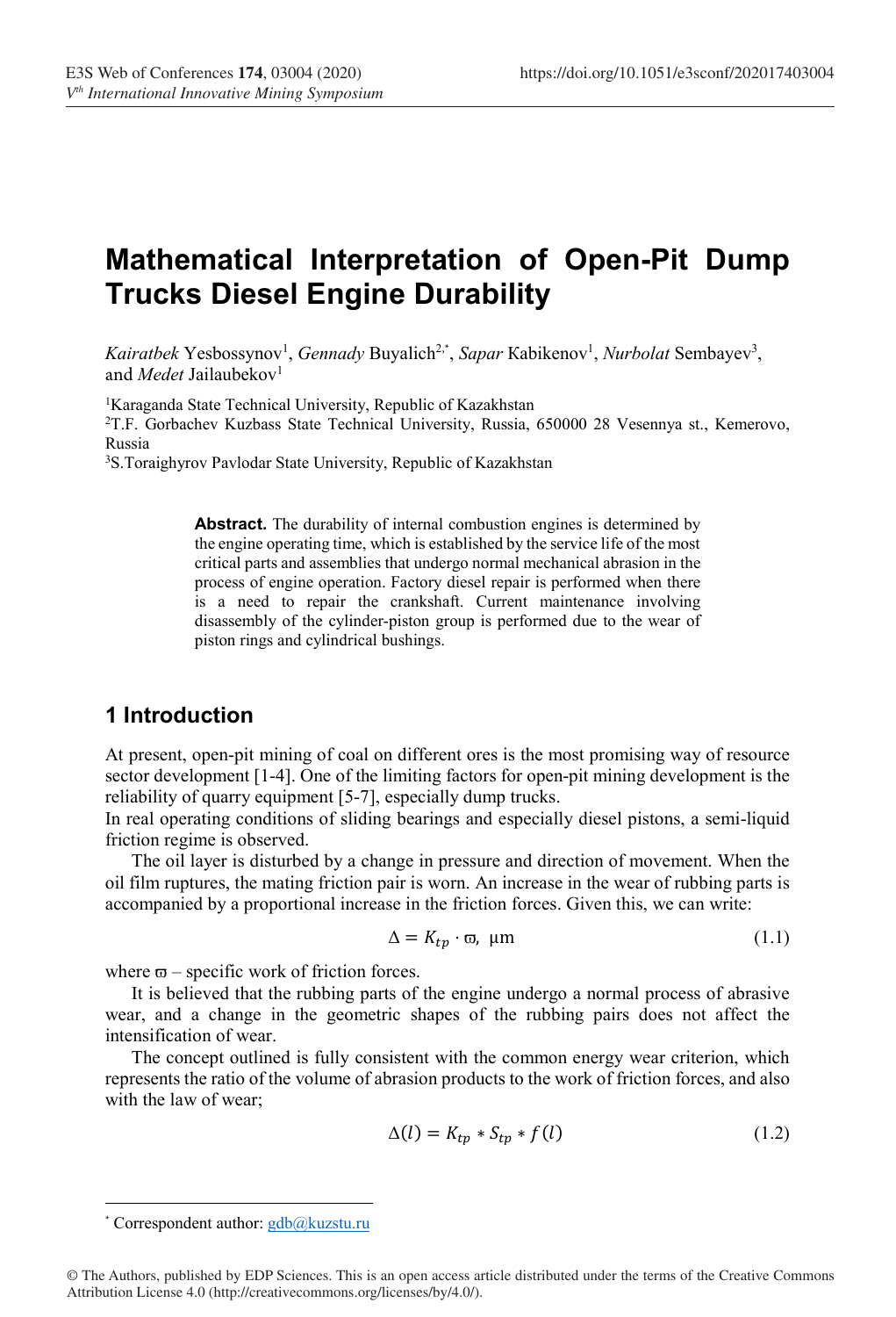# Mathematical Interpretation of Open-Pit Dump Trucks Diesel Engine Durability

*Kairatbek* Yesbossynov[1], *Gennady* Buyalich[2,*], *Sapar* Kabikenov[1], *Nurbolat* Sembayev[3], and *Medet* Jailaubekov[1]

[1]Karaganda State Technical University, Republic of Kazakhstan
[2]T.F. Gorbachev Kuzbass State Technical University, Russia, 650000 28 Vesennya st., Kemerovo, Russia
[3]S.Toraighyrov Pavlodar State University, Republic of Kazakhstan

**Abstract.** The durability of internal combustion engines is determined by the engine operating time, which is established by the service life of the most critical parts and assemblies that undergo normal mechanical abrasion in the process of engine operation. Factory diesel repair is performed when there is a need to repair the crankshaft. Current maintenance involving disassembly of the cylinder-piston group is performed due to the wear of piston rings and cylindrical bushings.

## 1 Introduction

At present, open-pit mining of coal on different ores is the most promising way of resource sector development [1-4]. One of the limiting factors for open-pit mining development is the reliability of quarry equipment [5-7], especially dump trucks.
In real operating conditions of sliding bearings and especially diesel pistons, a semi-liquid friction regime is observed.

The oil layer is disturbed by a change in pressure and direction of movement. When the oil film ruptures, the mating friction pair is worn. An increase in the wear of rubbing parts is accompanied by a proportional increase in the friction forces. Given this, we can write:

$$\Delta = K_{tp} \cdot \varpi, \ \mu\text{m} \tag{1.1}$$

where $\varpi$ – specific work of friction forces.

It is believed that the rubbing parts of the engine undergo a normal process of abrasive wear, and a change in the geometric shapes of the rubbing pairs does not affect the intensification of wear.

The concept outlined is fully consistent with the common energy wear criterion, which represents the ratio of the volume of abrasion products to the work of friction forces, and also with the law of wear;

$$\Delta(l) = K_{tp} * S_{tp} * f(l) \tag{1.2}$$

* Correspondent author: gdb@kuzstu.ru

© The Authors, published by EDP Sciences. This is an open access article distributed under the terms of the Creative Commons Attribution License 4.0 (http://creativecommons.org/licenses/by/4.0/).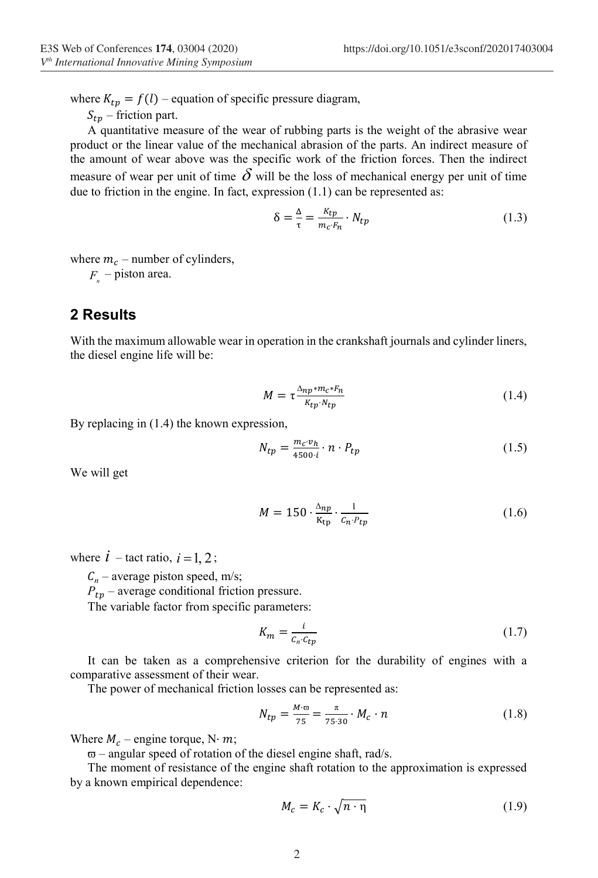where $K_{tp} = f(l)$ – equation of specific pressure diagram,

$S_{tp}$ – friction part.

A quantitative measure of the wear of rubbing parts is the weight of the abrasive wear product or the linear value of the mechanical abrasion of the parts. An indirect measure of the amount of wear above was the specific work of the friction forces. Then the indirect measure of wear per unit of time $\delta$ will be the loss of mechanical energy per unit of time due to friction in the engine. In fact, expression (1.1) can be represented as:

$$\delta = \frac{\Delta}{\tau} = \frac{K_{tp}}{m_c \cdot F_n} \cdot N_{tp} \tag{1.3}$$

where $m_c$ – number of cylinders,

$F_n$ – piston area.

## 2 Results

With the maximum allowable wear in operation in the crankshaft journals and cylinder liners, the diesel engine life will be:

$$M = \tau \frac{\Delta_{np} * m_c * F_n}{K_{tp} \cdot N_{tp}} \tag{1.4}$$

By replacing in (1.4) the known expression,

$$N_{tp} = \frac{m_c \cdot v_h}{4500 \cdot i} \cdot n \cdot P_{tp} \tag{1.5}$$

We will get

$$M = 150 \cdot \frac{\Delta_{np}}{K_{tp}} \cdot \frac{1}{C_n \cdot P_{tp}} \tag{1.6}$$

where $i$ – tact ratio, $i = 1, 2$;

$C_n$ – average piston speed, m/s;

$P_{tp}$ – average conditional friction pressure.

The variable factor from specific parameters:

$$K_m = \frac{i}{C_n \cdot C_{tp}} \tag{1.7}$$

It can be taken as a comprehensive criterion for the durability of engines with a comparative assessment of their wear.

The power of mechanical friction losses can be represented as:

$$N_{tp} = \frac{M \cdot \varpi}{75} = \frac{\pi}{75 \cdot 30} \cdot M_c \cdot n \tag{1.8}$$

Where $M_c$ – engine torque, N$\cdot$ $m$;

$\varpi$ – angular speed of rotation of the diesel engine shaft, rad/s.

The moment of resistance of the engine shaft rotation to the approximation is expressed by a known empirical dependence:

$$M_c = K_c \cdot \sqrt{n \cdot \eta} \tag{1.9}$$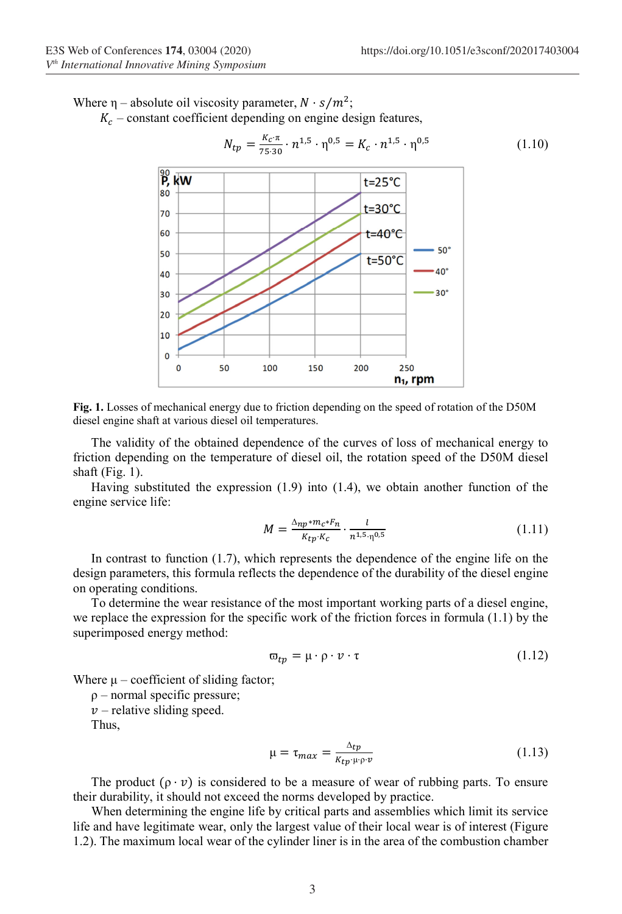Where η – absolute oil viscosity parameter, $N \cdot s/m^2$;

$K_c$ – constant coefficient depending on engine design features,

$$N_{tp} = \frac{K_c \cdot \pi}{75 \cdot 30} \cdot n^{1,5} \cdot \eta^{0,5} = K_c \cdot n^{1,5} \cdot \eta^{0,5} \tag{1.10}$$

**Fig. 1.** Losses of mechanical energy due to friction depending on the speed of rotation of the D50M diesel engine shaft at various diesel oil temperatures.

The validity of the obtained dependence of the curves of loss of mechanical energy to friction depending on the temperature of diesel oil, the rotation speed of the D50M diesel shaft (Fig. 1).

Having substituted the expression (1.9) into (1.4), we obtain another function of the engine service life:

$$M = \frac{\Delta_{np} * m_c * F_n}{K_{tp} \cdot K_c} \cdot \frac{l}{n^{1,5} \cdot \eta^{0,5}} \tag{1.11}$$

In contrast to function (1.7), which represents the dependence of the engine life on the design parameters, this formula reflects the dependence of the durability of the diesel engine on operating conditions.

To determine the wear resistance of the most important working parts of a diesel engine, we replace the expression for the specific work of the friction forces in formula (1.1) by the superimposed energy method:

$$\varpi_{tp} = \mu \cdot \rho \cdot v \cdot \tau \tag{1.12}$$

Where μ – coefficient of sliding factor;

ρ – normal specific pressure;

$v$ – relative sliding speed.

Thus,

$$\mu = \tau_{max} = \frac{\Delta_{tp}}{K_{tp} \cdot \mu \cdot \rho \cdot v} \tag{1.13}$$

The product $(\rho \cdot v)$ is considered to be a measure of wear of rubbing parts. To ensure their durability, it should not exceed the norms developed by practice.

When determining the engine life by critical parts and assemblies which limit its service life and have legitimate wear, only the largest value of their local wear is of interest (Figure 1.2). The maximum local wear of the cylinder liner is in the area of the combustion chamber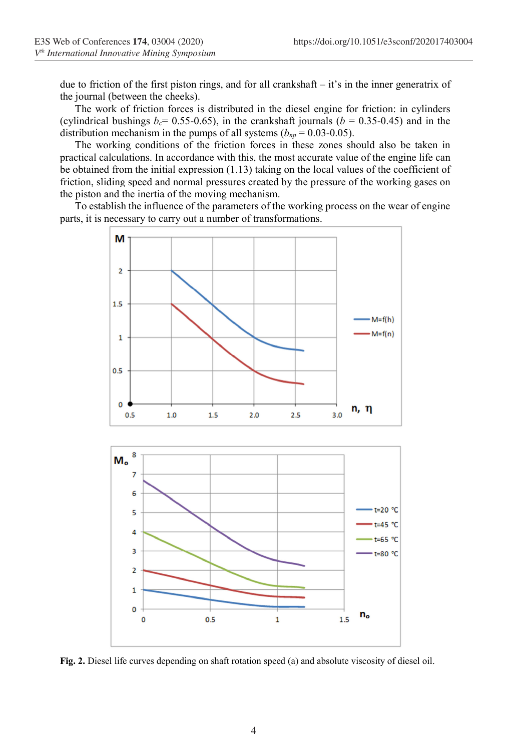due to friction of the first piston rings, and for all crankshaft – it's in the inner generatrix of the journal (between the cheeks).

The work of friction forces is distributed in the diesel engine for friction: in cylinders (cylindrical bushings $b_c$= 0.55-0.65), in the crankshaft journals ($b$ = 0.35-0.45) and in the distribution mechanism in the pumps of all systems ($b_{np}$ = 0.03-0.05).

The working conditions of the friction forces in these zones should also be taken in practical calculations. In accordance with this, the most accurate value of the engine life can be obtained from the initial expression (1.13) taking on the local values of the coefficient of friction, sliding speed and normal pressures created by the pressure of the working gases on the piston and the inertia of the moving mechanism.

To establish the influence of the parameters of the working process on the wear of engine parts, it is necessary to carry out a number of transformations.

**Fig. 2.** Diesel life curves depending on shaft rotation speed (a) and absolute viscosity of diesel oil.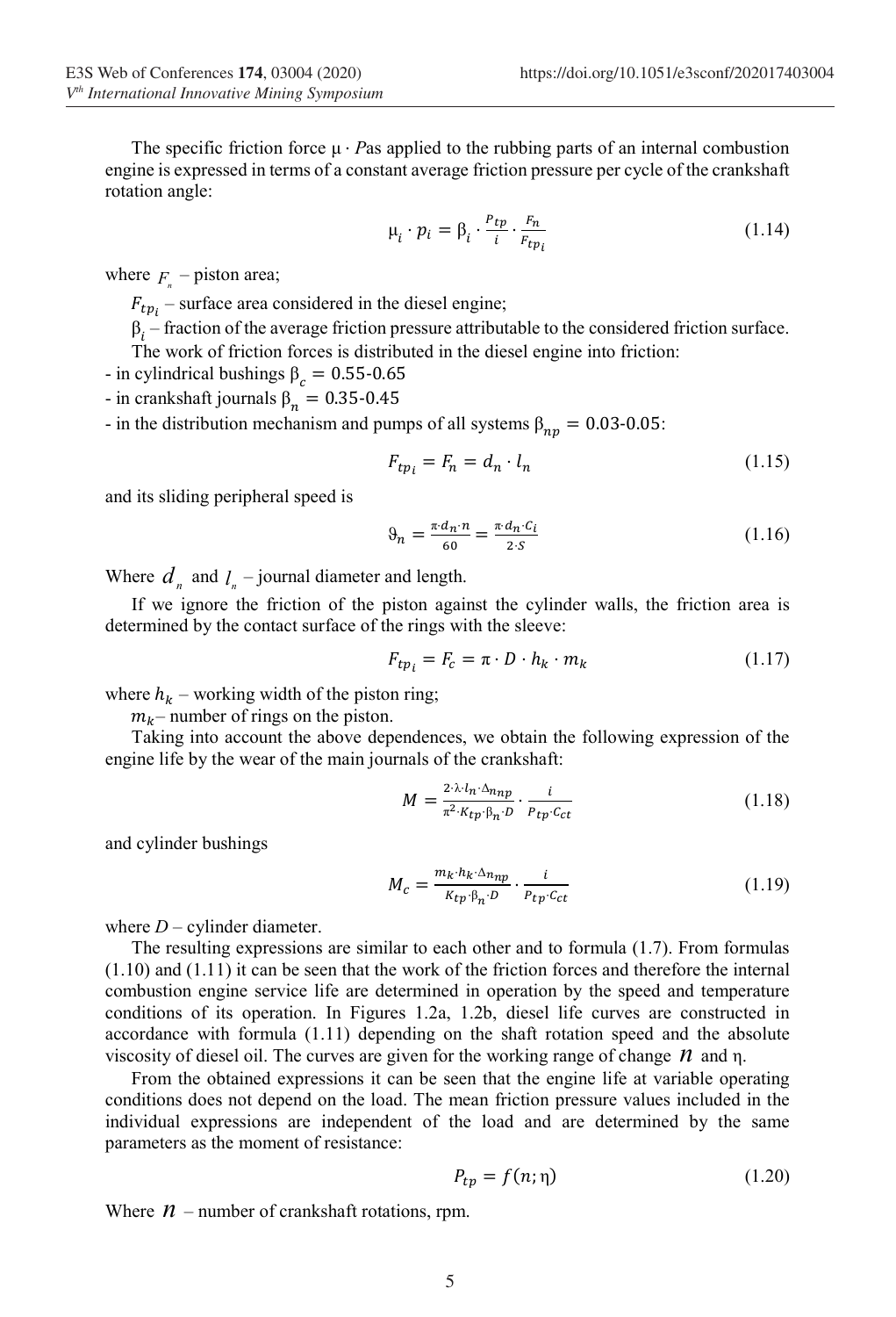The specific friction force $\mu \cdot P$as applied to the rubbing parts of an internal combustion engine is expressed in terms of a constant average friction pressure per cycle of the crankshaft rotation angle:

$$\mu_i \cdot p_i = \beta_i \cdot \frac{P_{tp}}{i} \cdot \frac{F_n}{F_{tp_i}} \tag{1.14}$$

where $F_n$ – piston area;

$F_{tp_i}$ – surface area considered in the diesel engine;

$\beta_i$ – fraction of the average friction pressure attributable to the considered friction surface.

The work of friction forces is distributed in the diesel engine into friction:

- in cylindrical bushings $\beta_c = 0.55\text{-}0.65$
- in crankshaft journals $\beta_n = 0.35\text{-}0.45$
- in the distribution mechanism and pumps of all systems $\beta_{np} = 0.03\text{-}0.05$:

$$F_{tp_i} = F_n = d_n \cdot l_n \tag{1.15}$$

and its sliding peripheral speed is

$$\vartheta_n = \frac{\pi \cdot d_n \cdot n}{60} = \frac{\pi \cdot d_n \cdot C_i}{2 \cdot S} \tag{1.16}$$

Where $d_n$ and $l_n$ – journal diameter and length.

If we ignore the friction of the piston against the cylinder walls, the friction area is determined by the contact surface of the rings with the sleeve:

$$F_{tp_i} = F_c = \pi \cdot D \cdot h_k \cdot m_k \tag{1.17}$$

where $h_k$ – working width of the piston ring;

$m_k$ – number of rings on the piston.

Taking into account the above dependences, we obtain the following expression of the engine life by the wear of the main journals of the crankshaft:

$$M = \frac{2 \cdot \lambda \cdot l_n \cdot \Delta_{n_{np}}}{\pi^2 \cdot K_{tp} \cdot \beta_n \cdot D} \cdot \frac{i}{P_{tp} \cdot C_{ct}} \tag{1.18}$$

and cylinder bushings

$$M_c = \frac{m_k \cdot h_k \cdot \Delta_{n_{np}}}{K_{tp} \cdot \beta_n \cdot D} \cdot \frac{i}{P_{tp} \cdot C_{ct}} \tag{1.19}$$

where $D$ – cylinder diameter.

The resulting expressions are similar to each other and to formula (1.7). From formulas (1.10) and (1.11) it can be seen that the work of the friction forces and therefore the internal combustion engine service life are determined in operation by the speed and temperature conditions of its operation. In Figures 1.2a, 1.2b, diesel life curves are constructed in accordance with formula (1.11) depending on the shaft rotation speed and the absolute viscosity of diesel oil. The curves are given for the working range of change $n$ and $\eta$.

From the obtained expressions it can be seen that the engine life at variable operating conditions does not depend on the load. The mean friction pressure values included in the individual expressions are independent of the load and are determined by the same parameters as the moment of resistance:

$$P_{tp} = f(n; \eta) \tag{1.20}$$

Where $n$ – number of crankshaft rotations, rpm.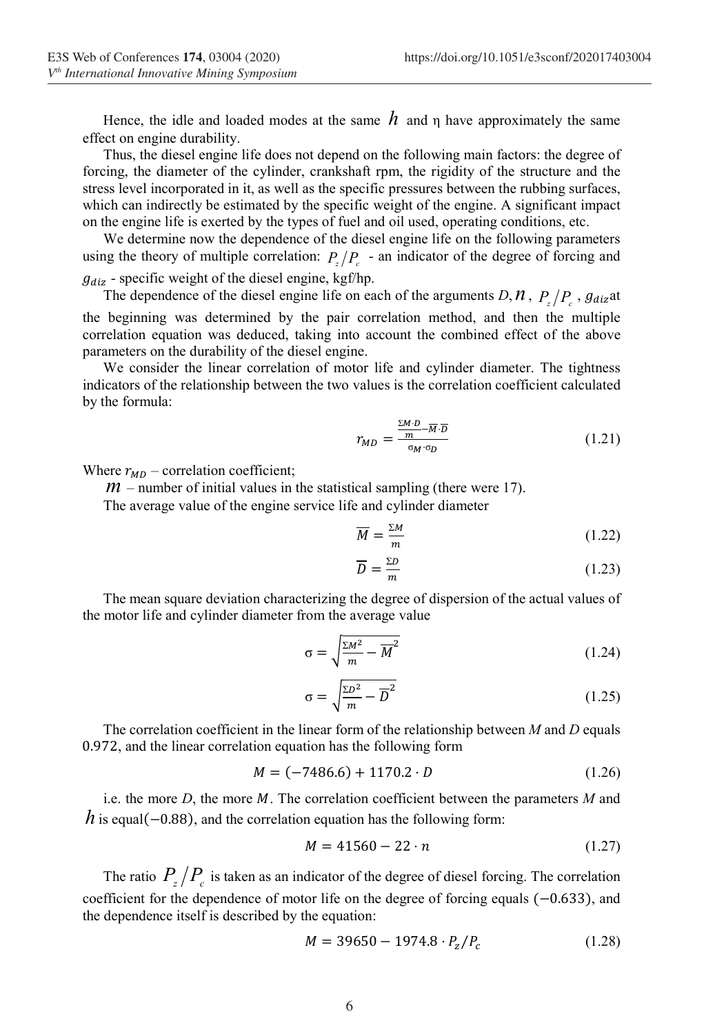Hence, the idle and loaded modes at the same $h$ and η have approximately the same effect on engine durability.

Thus, the diesel engine life does not depend on the following main factors: the degree of forcing, the diameter of the cylinder, crankshaft rpm, the rigidity of the structure and the stress level incorporated in it, as well as the specific pressures between the rubbing surfaces, which can indirectly be estimated by the specific weight of the engine. A significant impact on the engine life is exerted by the types of fuel and oil used, operating conditions, etc.

We determine now the dependence of the diesel engine life on the following parameters using the theory of multiple correlation: $P_z/P_c$ - an indicator of the degree of forcing and $g_{diz}$ - specific weight of the diesel engine, kgf/hp.

The dependence of the diesel engine life on each of the arguments $D, n$, $P_z/P_c$, $g_{diz}$ at the beginning was determined by the pair correlation method, and then the multiple correlation equation was deduced, taking into account the combined effect of the above parameters on the durability of the diesel engine.

We consider the linear correlation of motor life and cylinder diameter. The tightness indicators of the relationship between the two values is the correlation coefficient calculated by the formula:

$$r_{MD} = \frac{\frac{\Sigma M \cdot D}{m} - \overline{M} \cdot \overline{D}}{\sigma_M \cdot \sigma_D} \tag{1.21}$$

Where $r_{MD}$ – correlation coefficient;

$m$ – number of initial values in the statistical sampling (there were 17).

The average value of the engine service life and cylinder diameter

$$\overline{M} = \frac{\Sigma M}{m} \tag{1.22}$$

$$\overline{D} = \frac{\Sigma D}{m} \tag{1.23}$$

The mean square deviation characterizing the degree of dispersion of the actual values of the motor life and cylinder diameter from the average value

$$\sigma = \sqrt{\frac{\Sigma M^2}{m} - \overline{M}^2} \tag{1.24}$$

$$\sigma = \sqrt{\frac{\Sigma D^2}{m} - \overline{D}^2} \tag{1.25}$$

The correlation coefficient in the linear form of the relationship between $M$ and $D$ equals 0.972, and the linear correlation equation has the following form

$$M = (-7486.6) + 1170.2 \cdot D \tag{1.26}$$

i.e. the more $D$, the more $M$. The correlation coefficient between the parameters $M$ and $h$ is equal$(-0.88)$, and the correlation equation has the following form:

$$M = 41560 - 22 \cdot n \tag{1.27}$$

The ratio $P_z/P_c$ is taken as an indicator of the degree of diesel forcing. The correlation coefficient for the dependence of motor life on the degree of forcing equals $(-0.633)$, and the dependence itself is described by the equation:

$$M = 39650 - 1974.8 \cdot P_z/P_c \tag{1.28}$$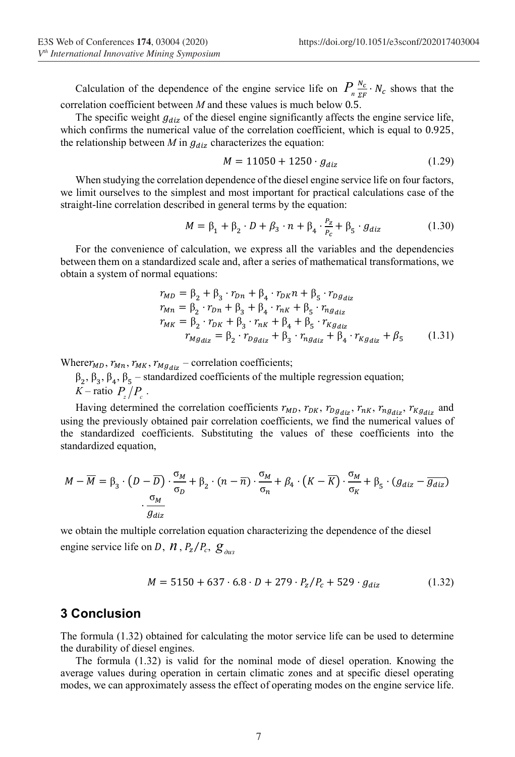Calculation of the dependence of the engine service life on $P_{n} \frac{N_c}{\Sigma F} \cdot N_c$ shows that the correlation coefficient between *M* and these values is much below 0.5.

The specific weight $g_{diz}$ of the diesel engine significantly affects the engine service life, which confirms the numerical value of the correlation coefficient, which is equal to 0.925, the relationship between *M* in $g_{diz}$ characterizes the equation:

$$M = 11050 + 1250 \cdot g_{diz} \tag{1.29}$$

When studying the correlation dependence of the diesel engine service life on four factors, we limit ourselves to the simplest and most important for practical calculations case of the straight-line correlation described in general terms by the equation:

$$M = \beta_1 + \beta_2 \cdot D + \beta_3 \cdot n + \beta_4 \cdot \frac{P_z}{P_c} + \beta_5 \cdot g_{diz} \tag{1.30}$$

For the convenience of calculation, we express all the variables and the dependencies between them on a standardized scale and, after a series of mathematical transformations, we obtain a system of normal equations:

$$\begin{aligned}
r_{MD} &= \beta_2 + \beta_3 \cdot r_{Dn} + \beta_4 \cdot r_{DK} n + \beta_5 \cdot r_{Dg_{diz}} \\
r_{Mn} &= \beta_2 \cdot r_{Dn} + \beta_3 + \beta_4 \cdot r_{nK} + \beta_5 \cdot r_{ng_{diz}} \\
r_{MK} &= \beta_2 \cdot r_{DK} + \beta_3 \cdot r_{nK} + \beta_4 + \beta_5 \cdot r_{Kg_{diz}} \\
r_{Mg_{diz}} &= \beta_2 \cdot r_{Dg_{diz}} + \beta_3 \cdot r_{ng_{diz}} + \beta_4 \cdot r_{Kg_{diz}} + \beta_5
\end{aligned} \tag{1.31}$$

Where $r_{MD}, r_{Mn}, r_{MK}, r_{Mg_{diz}}$ – correlation coefficients;

$\beta_2, \beta_3, \beta_4, \beta_5$ – standardized coefficients of the multiple regression equation;

$K$ – ratio $P_z/P_c$.

Having determined the correlation coefficients $r_{MD}$, $r_{DK}$, $r_{Dg_{diz}}$, $r_{nK}$, $r_{ng_{diz}}$, $r_{Kg_{diz}}$ and using the previously obtained pair correlation coefficients, we find the numerical values of the standardized coefficients. Substituting the values of these coefficients into the standardized equation,

$$M - \overline{M} = \beta_3 \cdot (D - \overline{D}) \cdot \frac{\sigma_M}{\sigma_D} + \beta_2 \cdot (n - \overline{n}) \cdot \frac{\sigma_M}{\sigma_n} + \beta_4 \cdot (K - \overline{K}) \cdot \frac{\sigma_M}{\sigma_K} + \beta_5 \cdot (g_{diz} - \overline{g_{diz}}) \cdot \frac{\sigma_M}{g_{diz}}$$

we obtain the multiple correlation equation characterizing the dependence of the diesel engine service life on $D$, $n$, $P_z/P_c$, $g_{диз}$

$$M = 5150 + 637 \cdot 6.8 \cdot D + 279 \cdot P_z/P_c + 529 \cdot g_{diz} \tag{1.32}$$

## 3 Conclusion

The formula (1.32) obtained for calculating the motor service life can be used to determine the durability of diesel engines.

The formula (1.32) is valid for the nominal mode of diesel operation. Knowing the average values during operation in certain climatic zones and at specific diesel operating modes, we can approximately assess the effect of operating modes on the engine service life.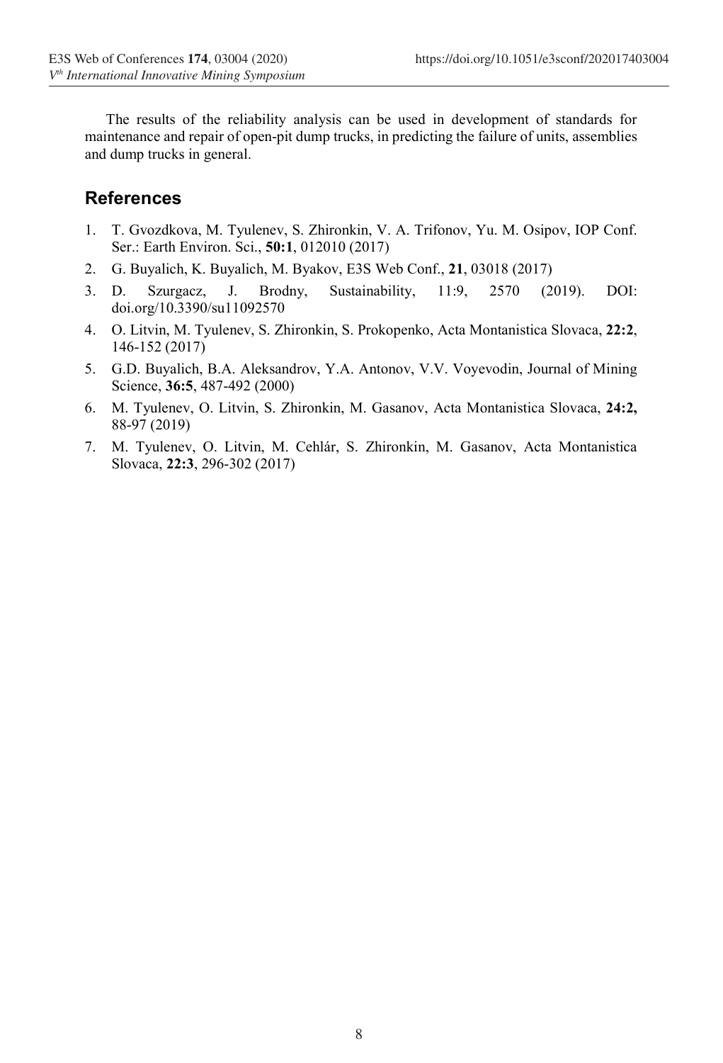The results of the reliability analysis can be used in development of standards for maintenance and repair of open-pit dump trucks, in predicting the failure of units, assemblies and dump trucks in general.

## References

1. T. Gvozdkova, M. Tyulenev, S. Zhironkin, V. A. Trifonov, Yu. M. Osipov, IOP Conf. Ser.: Earth Environ. Sci., **50:1**, 012010 (2017)
2. G. Buyalich, K. Buyalich, M. Byakov, E3S Web Conf., **21**, 03018 (2017)
3. D. Szurgacz, J. Brodny, Sustainability, 11:9, 2570 (2019). DOI: doi.org/10.3390/su11092570
4. O. Litvin, M. Tyulenev, S. Zhironkin, S. Prokopenko, Acta Montanistica Slovaca, **22:2**, 146-152 (2017)
5. G.D. Buyalich, B.A. Aleksandrov, Y.A. Antonov, V.V. Voyevodin, Journal of Mining Science, **36:5**, 487-492 (2000)
6. M. Tyulenev, O. Litvin, S. Zhironkin, M. Gasanov, Acta Montanistica Slovaca, **24:2,** 88-97 (2019)
7. M. Tyulenev, O. Litvin, M. Cehlár, S. Zhironkin, M. Gasanov, Acta Montanistica Slovaca, **22:3**, 296-302 (2017)